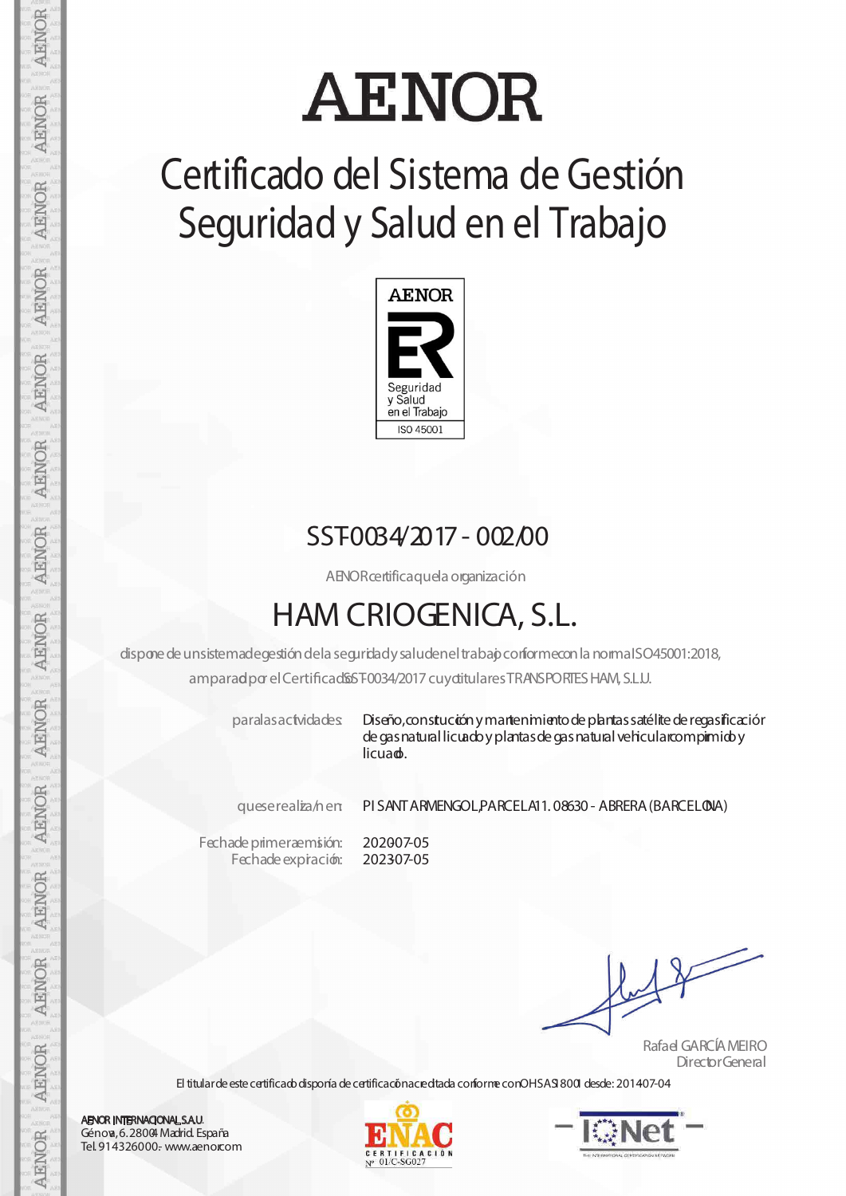# AENOR

## Certificado del Sistema de Gestión Seguridad y Salud en el Trabajo

AENOR

Seguridad y Salud en el Trabajo

ISO 45001

### SST-0034/2017 - 002/00

AENOR certifica que la organización

## HAM CRIOGENICA, S.L.

dispone de un sistema de gestión de la seguridad y salud en el trabajo conforme con la norma ISO 45001:2018, amparado por el Certificado SST-0034/2017 cuyo titular es TRANSPORTES HAM, S.L.U.

para las actividades: Diseño, construcción y mantenimiento de plantas satélite de regasificación de gas natural licuado y plantas de gas natural vehicular comprimido y licuado.

que se realiza/n en: PI SANT ARMENGOL, PARCELA 11. 08630 - ABRERA (BARCELONA)

Fecha de primera emisión: 2020-07-05
Fecha de expiración: 2023-07-05

Rafael GARCÍA MEIRO
Director General

El titular de este certificado disponía de certificación acreditada conforme con OHSAS 18001 desde: 2014-07-04

AENOR INTERNACIONAL, S.A.U.
Génova, 6. 28004 Madrid. España
Tel. 914326000.- www.aenor.com

ENAC CERTIFICACIÓN Nº 01/C-SG027

IQNet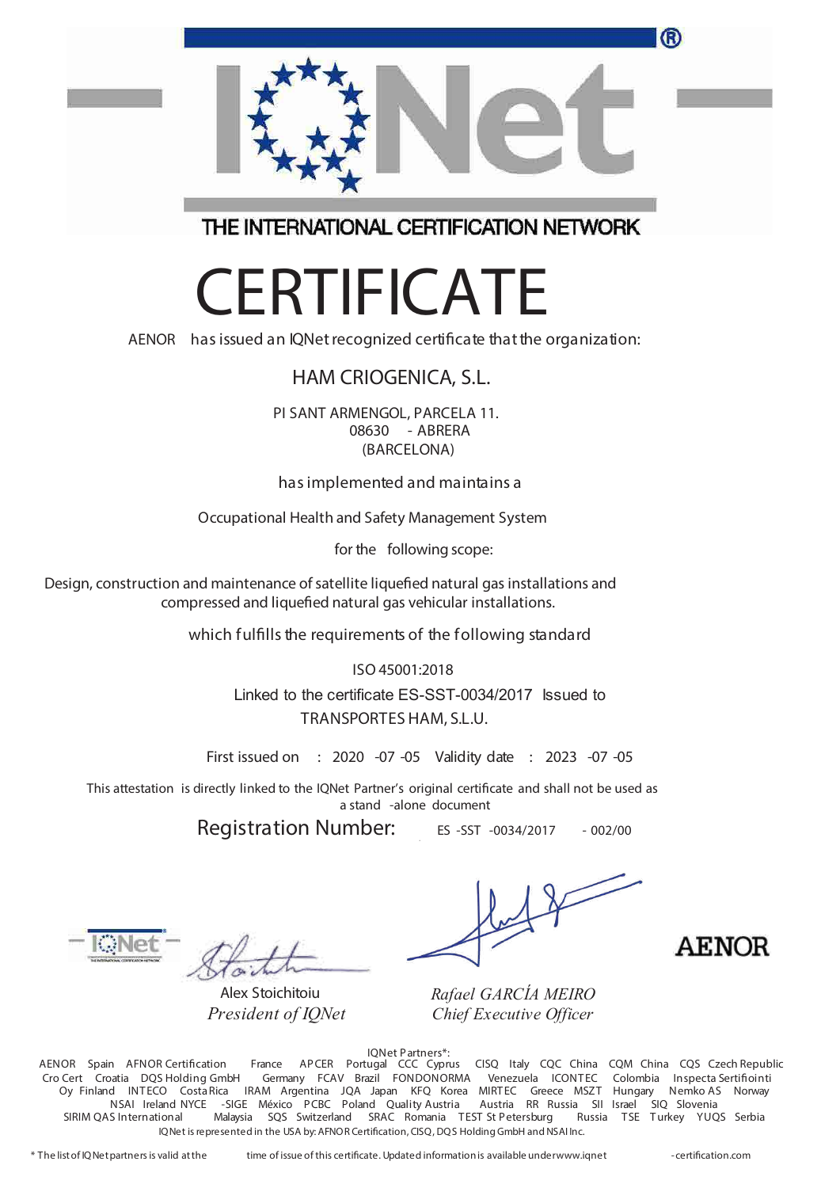THE INTERNATIONAL CERTIFICATION NETWORK

# CERTIFICATE

AENOR has issued an IQNet recognized certificate that the organization:

## HAM CRIOGENICA, S.L.

PI SANT ARMENGOL, PARCELA 11.
08630 - ABRERA
(BARCELONA)

has implemented and maintains a

Occupational Health and Safety Management System

for the following scope:

Design, construction and maintenance of satellite liquefied natural gas installations and compressed and liquefied natural gas vehicular installations.

which fulfills the requirements of the following standard

ISO 45001:2018

Linked to the certificate ES-SST-0034/2017 Issued to
TRANSPORTES HAM, S.L.U.

First issued on : 2020 -07 -05 Validity date : 2023 -07 -05

This attestation is directly linked to the IQNet Partner's original certificate and shall not be used as a stand -alone document

**Registration Number:** ES -SST -0034/2017 - 002/00

Alex Stoichitoiu
*President of IQNet*

*Rafael GARCÍA MEIRO*
*Chief Executive Officer*

AENOR

IQNet Partners*:
AENOR Spain AFNOR Certification France APCER Portugal CCC Cyprus CISQ Italy CQC China CQM China CQS Czech Republic Cro Cert Croatia DQS Holding GmbH Germany FCAV Brazil FONDONORMA Venezuela ICONTEC Colombia Inspecta Sertifiointi Oy Finland INTECO Costa Rica IRAM Argentina JQA Japan KFQ Korea MIRTEC Greece MSZT Hungary Nemko AS Norway NSAI Ireland NYCE-SIGE México PCBC Poland Quality Austria Austria RR Russia SII Israel SIQ Slovenia SIRIM QAS International Malaysia SQS Switzerland SRAC Romania TEST St Petersburg Russia TSE Turkey YUQS Serbia
IQNet is represented in the USA by: AFNOR Certification, CISQ, DQS Holding GmbH and NSAI Inc.

\* The list of IQNet partners is valid at the time of issue of this certificate. Updated information is available under www.iqnet-certification.com